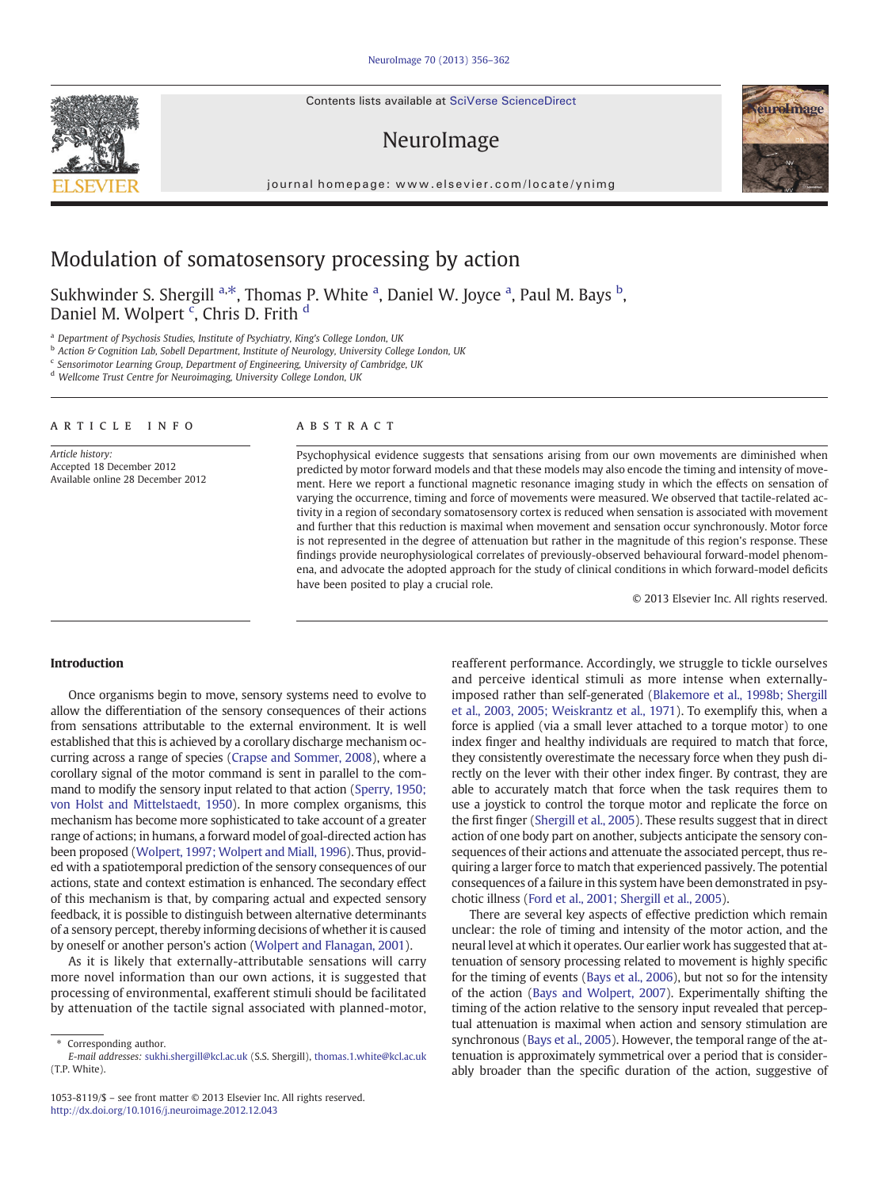# Modulation of somatosensory processing by action

Sukhwinder S. Shergill [a,*], Thomas P. White [a], Daniel W. Joyce [a], Paul M. Bays [b], Daniel M. Wolpert [c], Chris D. Frith [d]

[a] Department of Psychosis Studies, Institute of Psychiatry, King's College London, UK
[b] Action & Cognition Lab, Sobell Department, Institute of Neurology, University College London, UK
[c] Sensorimotor Learning Group, Department of Engineering, University of Cambridge, UK
[d] Wellcome Trust Centre for Neuroimaging, University College London, UK

## ARTICLE INFO

*Article history:*
Accepted 18 December 2012
Available online 28 December 2012

## ABSTRACT

Psychophysical evidence suggests that sensations arising from our own movements are diminished when predicted by motor forward models and that these models may also encode the timing and intensity of movement. Here we report a functional magnetic resonance imaging study in which the effects on sensation of varying the occurrence, timing and force of movements were measured. We observed that tactile-related activity in a region of secondary somatosensory cortex is reduced when sensation is associated with movement and further that this reduction is maximal when movement and sensation occur synchronously. Motor force is not represented in the degree of attenuation but rather in the magnitude of this region's response. These findings provide neurophysiological correlates of previously-observed behavioural forward-model phenomena, and advocate the adopted approach for the study of clinical conditions in which forward-model deficits have been posited to play a crucial role.

© 2013 Elsevier Inc. All rights reserved.

## Introduction

Once organisms begin to move, sensory systems need to evolve to allow the differentiation of the sensory consequences of their actions from sensations attributable to the external environment. It is well established that this is achieved by a corollary discharge mechanism occurring across a range of species (Crapse and Sommer, 2008), where a corollary signal of the motor command is sent in parallel to the command to modify the sensory input related to that action (Sperry, 1950; von Holst and Mittelstaedt, 1950). In more complex organisms, this mechanism has become more sophisticated to take account of a greater range of actions; in humans, a forward model of goal-directed action has been proposed (Wolpert, 1997; Wolpert and Miall, 1996). Thus, provided with a spatiotemporal prediction of the sensory consequences of our actions, state and context estimation is enhanced. The secondary effect of this mechanism is that, by comparing actual and expected sensory feedback, it is possible to distinguish between alternative determinants of a sensory percept, thereby informing decisions of whether it is caused by oneself or another person's action (Wolpert and Flanagan, 2001).

As it is likely that externally-attributable sensations will carry more novel information than our own actions, it is suggested that processing of environmental, exafferent stimuli should be facilitated by attenuation of the tactile signal associated with planned-motor, reafferent performance. Accordingly, we struggle to tickle ourselves and perceive identical stimuli as more intense when externally-imposed rather than self-generated (Blakemore et al., 1998b; Shergill et al., 2003, 2005; Weiskrantz et al., 1971). To exemplify this, when a force is applied (via a small lever attached to a torque motor) to one index finger and healthy individuals are required to match that force, they consistently overestimate the necessary force when they push directly on the lever with their other index finger. By contrast, they are able to accurately match that force when the task requires them to use a joystick to control the torque motor and replicate the force on the first finger (Shergill et al., 2005). These results suggest that in direct action of one body part on another, subjects anticipate the sensory consequences of their actions and attenuate the associated percept, thus requiring a larger force to match that experienced passively. The potential consequences of a failure in this system have been demonstrated in psychotic illness (Ford et al., 2001; Shergill et al., 2005).

There are several key aspects of effective prediction which remain unclear: the role of timing and intensity of the motor action, and the neural level at which it operates. Our earlier work has suggested that attenuation of sensory processing related to movement is highly specific for the timing of events (Bays et al., 2006), but not so for the intensity of the action (Bays and Wolpert, 2007). Experimentally shifting the timing of the action relative to the sensory input revealed that perceptual attenuation is maximal when action and sensory stimulation are synchronous (Bays et al., 2005). However, the temporal range of the attenuation is approximately symmetrical over a period that is considerably broader than the specific duration of the action, suggestive of

\* Corresponding author.
*E-mail addresses:* sukhi.shergill@kcl.ac.uk (S.S. Shergill), thomas.1.white@kcl.ac.uk (T.P. White).

1053-8119/$ – see front matter © 2013 Elsevier Inc. All rights reserved.
http://dx.doi.org/10.1016/j.neuroimage.2012.12.043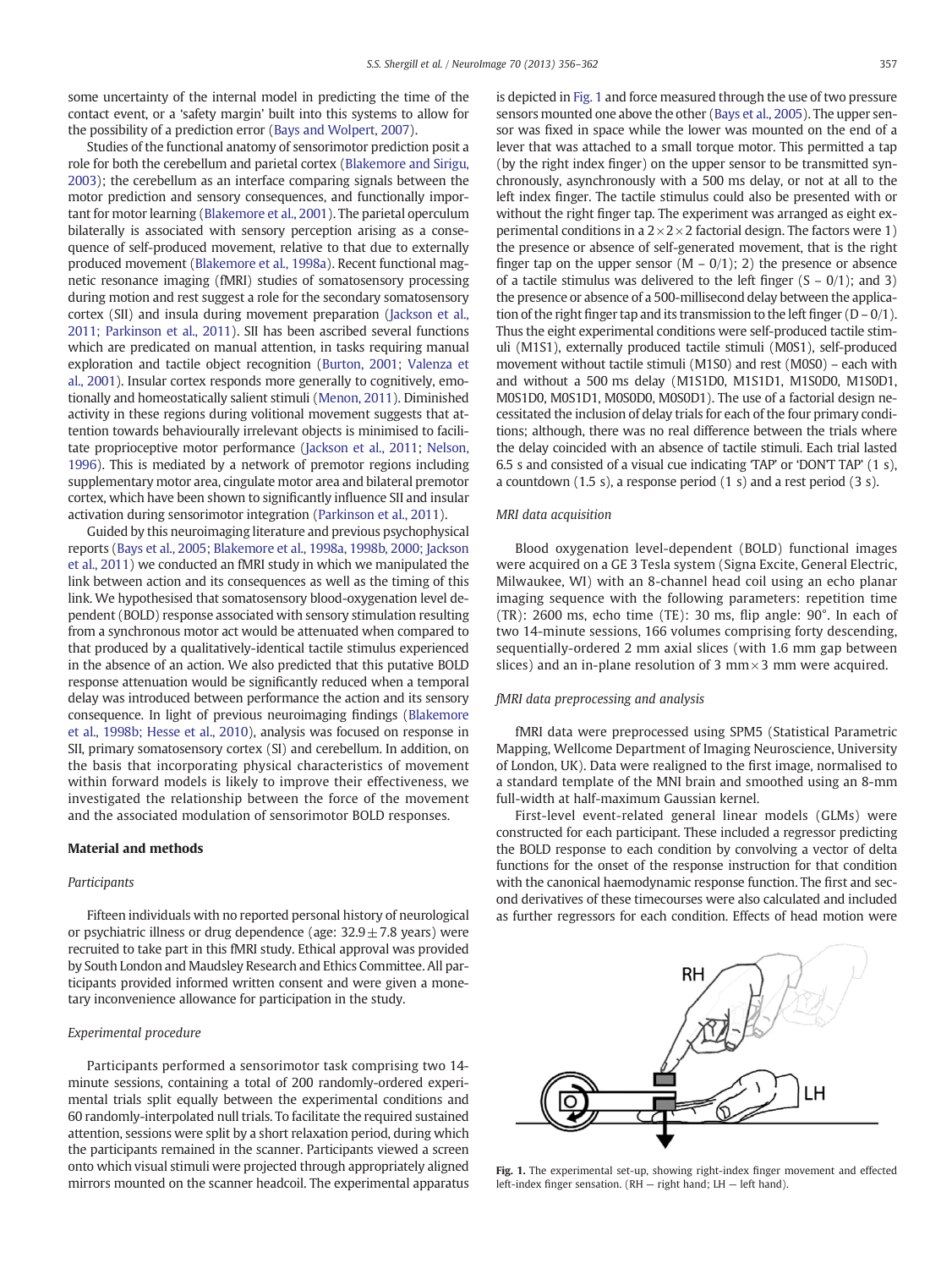some uncertainty of the internal model in predicting the time of the contact event, or a 'safety margin' built into this systems to allow for the possibility of a prediction error (Bays and Wolpert, 2007).

Studies of the functional anatomy of sensorimotor prediction posit a role for both the cerebellum and parietal cortex (Blakemore and Sirigu, 2003); the cerebellum as an interface comparing signals between the motor prediction and sensory consequences, and functionally important for motor learning (Blakemore et al., 2001). The parietal operculum bilaterally is associated with sensory perception arising as a consequence of self-produced movement, relative to that due to externally produced movement (Blakemore et al., 1998a). Recent functional magnetic resonance imaging (fMRI) studies of somatosensory processing during motion and rest suggest a role for the secondary somatosensory cortex (SII) and insula during movement preparation (Jackson et al., 2011; Parkinson et al., 2011). SII has been ascribed several functions which are predicated on manual attention, in tasks requiring manual exploration and tactile object recognition (Burton, 2001; Valenza et al., 2001). Insular cortex responds more generally to cognitively, emotionally and homeostatically salient stimuli (Menon, 2011). Diminished activity in these regions during volitional movement suggests that attention towards behaviourally irrelevant objects is minimised to facilitate proprioceptive motor performance (Jackson et al., 2011; Nelson, 1996). This is mediated by a network of premotor regions including supplementary motor area, cingulate motor area and bilateral premotor cortex, which have been shown to significantly influence SII and insular activation during sensorimotor integration (Parkinson et al., 2011).

Guided by this neuroimaging literature and previous psychophysical reports (Bays et al., 2005; Blakemore et al., 1998a, 1998b, 2000; Jackson et al., 2011) we conducted an fMRI study in which we manipulated the link between action and its consequences as well as the timing of this link. We hypothesised that somatosensory blood-oxygenation level dependent (BOLD) response associated with sensory stimulation resulting from a synchronous motor act would be attenuated when compared to that produced by a qualitatively-identical tactile stimulus experienced in the absence of an action. We also predicted that this putative BOLD response attenuation would be significantly reduced when a temporal delay was introduced between performance the action and its sensory consequence. In light of previous neuroimaging findings (Blakemore et al., 1998b; Hesse et al., 2010), analysis was focused on response in SII, primary somatosensory cortex (SI) and cerebellum. In addition, on the basis that incorporating physical characteristics of movement within forward models is likely to improve their effectiveness, we investigated the relationship between the force of the movement and the associated modulation of sensorimotor BOLD responses.

## Material and methods

### Participants

Fifteen individuals with no reported personal history of neurological or psychiatric illness or drug dependence (age: 32.9 ± 7.8 years) were recruited to take part in this fMRI study. Ethical approval was provided by South London and Maudsley Research and Ethics Committee. All participants provided informed written consent and were given a monetary inconvenience allowance for participation in the study.

### Experimental procedure

Participants performed a sensorimotor task comprising two 14-minute sessions, containing a total of 200 randomly-ordered experimental trials split equally between the experimental conditions and 60 randomly-interpolated null trials. To facilitate the required sustained attention, sessions were split by a short relaxation period, during which the participants remained in the scanner. Participants viewed a screen onto which visual stimuli were projected through appropriately aligned mirrors mounted on the scanner headcoil. The experimental apparatus is depicted in Fig. 1 and force measured through the use of two pressure sensors mounted one above the other (Bays et al., 2005). The upper sensor was fixed in space while the lower was mounted on the end of a lever that was attached to a small torque motor. This permitted a tap (by the right index finger) on the upper sensor to be transmitted synchronously, asynchronously with a 500 ms delay, or not at all to the left index finger. The tactile stimulus could also be presented with or without the right finger tap. The experiment was arranged as eight experimental conditions in a 2 × 2 × 2 factorial design. The factors were 1) the presence or absence of self-generated movement, that is the right finger tap on the upper sensor (M – 0/1); 2) the presence or absence of a tactile stimulus was delivered to the left finger (S – 0/1); and 3) the presence or absence of a 500-millisecond delay between the application of the right finger tap and its transmission to the left finger (D – 0/1). Thus the eight experimental conditions were self-produced tactile stimuli (M1S1), externally produced tactile stimuli (M0S1), self-produced movement without tactile stimuli (M1S0) and rest (M0S0) – each with and without a 500 ms delay (M1S1D0, M1S1D1, M1S0D0, M1S0D1, M0S1D0, M0S1D1, M0S0D0, M0S0D1). The use of a factorial design necessitated the inclusion of delay trials for each of the four primary conditions; although, there was no real difference between the trials where the delay coincided with an absence of tactile stimuli. Each trial lasted 6.5 s and consisted of a visual cue indicating 'TAP' or 'DON'T TAP' (1 s), a countdown (1.5 s), a response period (1 s) and a rest period (3 s).

### MRI data acquisition

Blood oxygenation level-dependent (BOLD) functional images were acquired on a GE 3 Tesla system (Signa Excite, General Electric, Milwaukee, WI) with an 8-channel head coil using an echo planar imaging sequence with the following parameters: repetition time (TR): 2600 ms, echo time (TE): 30 ms, flip angle: 90°. In each of two 14-minute sessions, 166 volumes comprising forty descending, sequentially-ordered 2 mm axial slices (with 1.6 mm gap between slices) and an in-plane resolution of 3 mm × 3 mm were acquired.

### fMRI data preprocessing and analysis

fMRI data were preprocessed using SPM5 (Statistical Parametric Mapping, Wellcome Department of Imaging Neuroscience, University of London, UK). Data were realigned to the first image, normalised to a standard template of the MNI brain and smoothed using an 8-mm full-width at half-maximum Gaussian kernel.

First-level event-related general linear models (GLMs) were constructed for each participant. These included a regressor predicting the BOLD response to each condition by convolving a vector of delta functions for the onset of the response instruction for that condition with the canonical haemodynamic response function. The first and second derivatives of these timecourses were also calculated and included as further regressors for each condition. Effects of head motion were

Fig. 1. The experimental set-up, showing right-index finger movement and effected left-index finger sensation. (RH — right hand; LH — left hand).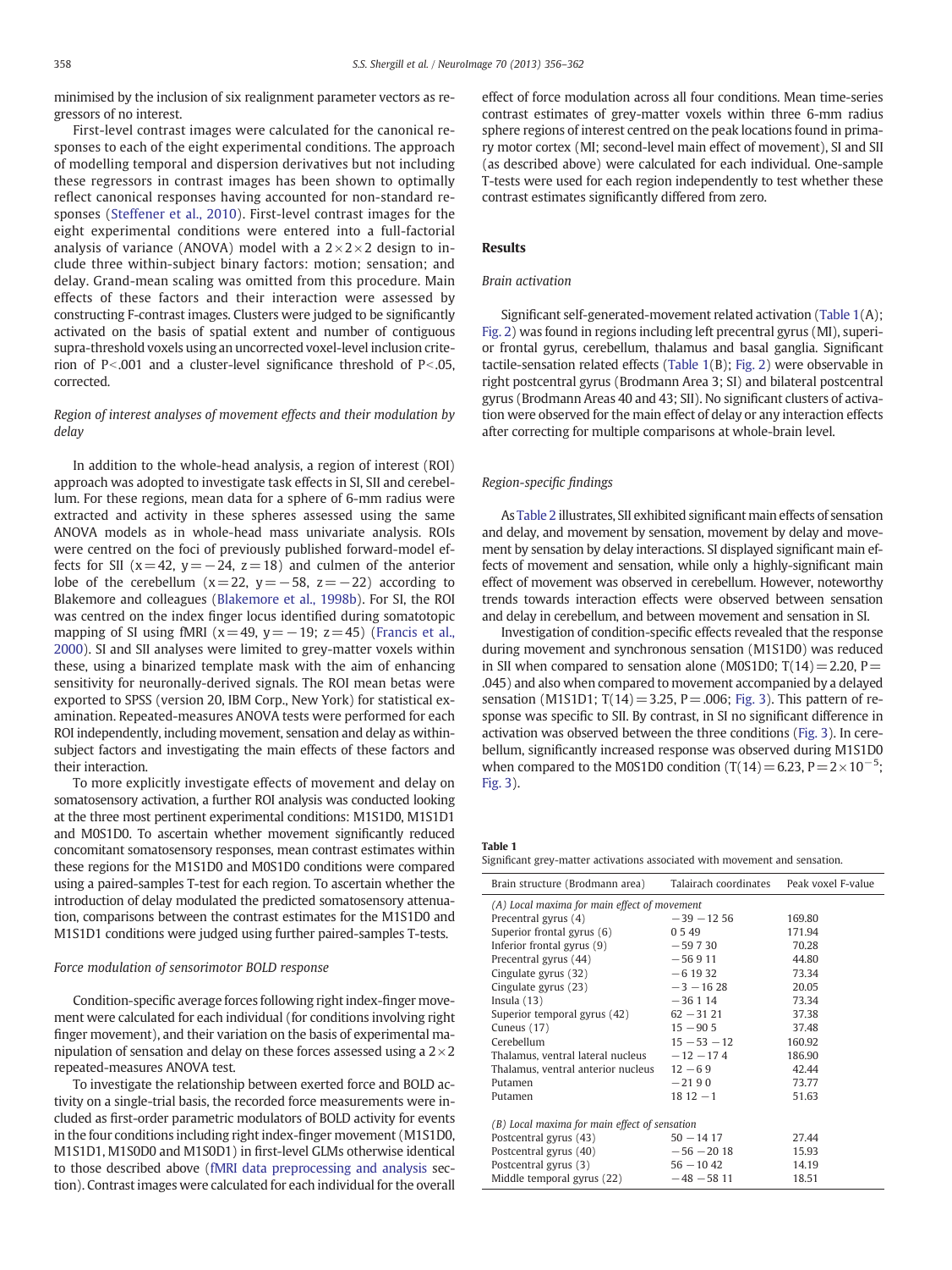minimised by the inclusion of six realignment parameter vectors as regressors of no interest.

First-level contrast images were calculated for the canonical responses to each of the eight experimental conditions. The approach of modelling temporal and dispersion derivatives but not including these regressors in contrast images has been shown to optimally reflect canonical responses having accounted for non-standard responses (Steffener et al., 2010). First-level contrast images for the eight experimental conditions were entered into a full-factorial analysis of variance (ANOVA) model with a 2×2×2 design to include three within-subject binary factors: motion; sensation; and delay. Grand-mean scaling was omitted from this procedure. Main effects of these factors and their interaction were assessed by constructing F-contrast images. Clusters were judged to be significantly activated on the basis of spatial extent and number of contiguous supra-threshold voxels using an uncorrected voxel-level inclusion criterion of $P<.001$ and a cluster-level significance threshold of $P<.05$, corrected.

### *Region of interest analyses of movement effects and their modulation by delay*

In addition to the whole-head analysis, a region of interest (ROI) approach was adopted to investigate task effects in SI, SII and cerebellum. For these regions, mean data for a sphere of 6-mm radius were extracted and activity in these spheres assessed using the same ANOVA models as in whole-head mass univariate analysis. ROIs were centred on the foci of previously published forward-model effects for SII ($x=42$, $y=-24$, $z=18$) and culmen of the anterior lobe of the cerebellum ($x=22$, $y=-58$, $z=-22$) according to Blakemore and colleagues (Blakemore et al., 1998b). For SI, the ROI was centred on the index finger locus identified during somatotopic mapping of SI using fMRI ($x=49$, $y=-19$; $z=45$) (Francis et al., 2000). SI and SII analyses were limited to grey-matter voxels within these, using a binarized template mask with the aim of enhancing sensitivity for neuronally-derived signals. The ROI mean betas were exported to SPSS (version 20, IBM Corp., New York) for statistical examination. Repeated-measures ANOVA tests were performed for each ROI independently, including movement, sensation and delay as within-subject factors and investigating the main effects of these factors and their interaction.

To more explicitly investigate effects of movement and delay on somatosensory activation, a further ROI analysis was conducted looking at the three most pertinent experimental conditions: M1S1D0, M1S1D1 and M0S1D0. To ascertain whether movement significantly reduced concomitant somatosensory responses, mean contrast estimates within these regions for the M1S1D0 and M0S1D0 conditions were compared using a paired-samples T-test for each region. To ascertain whether the introduction of delay modulated the predicted somatosensory attenuation, comparisons between the contrast estimates for the M1S1D0 and M1S1D1 conditions were judged using further paired-samples T-tests.

### *Force modulation of sensorimotor BOLD response*

Condition-specific average forces following right index-finger movement were calculated for each individual (for conditions involving right finger movement), and their variation on the basis of experimental manipulation of sensation and delay on these forces assessed using a 2×2 repeated-measures ANOVA test.

To investigate the relationship between exerted force and BOLD activity on a single-trial basis, the recorded force measurements were included as first-order parametric modulators of BOLD activity for events in the four conditions including right index-finger movement (M1S1D0, M1S1D1, M1S0D0 and M1S0D1) in first-level GLMs otherwise identical to those described above (fMRI data preprocessing and analysis section). Contrast images were calculated for each individual for the overall effect of force modulation across all four conditions. Mean time-series contrast estimates of grey-matter voxels within three 6-mm radius sphere regions of interest centred on the peak locations found in primary motor cortex (MI; second-level main effect of movement), SI and SII (as described above) were calculated for each individual. One-sample T-tests were used for each region independently to test whether these contrast estimates significantly differed from zero.

## Results

### *Brain activation*

Significant self-generated-movement related activation (Table 1(A); Fig. 2) was found in regions including left precentral gyrus (MI), superior frontal gyrus, cerebellum, thalamus and basal ganglia. Significant tactile-sensation related effects (Table 1(B); Fig. 2) were observable in right postcentral gyrus (Brodmann Area 3; SI) and bilateral postcentral gyrus (Brodmann Areas 40 and 43; SII). No significant clusters of activation were observed for the main effect of delay or any interaction effects after correcting for multiple comparisons at whole-brain level.

### *Region-specific findings*

As Table 2 illustrates, SII exhibited significant main effects of sensation and delay, and movement by sensation, movement by delay and movement by sensation by delay interactions. SI displayed significant main effects of movement and sensation, while only a highly-significant main effect of movement was observed in cerebellum. However, noteworthy trends towards interaction effects were observed between sensation and delay in cerebellum, and between movement and sensation in SI.

Investigation of condition-specific effects revealed that the response during movement and synchronous sensation (M1S1D0) was reduced in SII when compared to sensation alone (M0S1D0; $T(14)=2.20$, $P=.045$) and also when compared to movement accompanied by a delayed sensation (M1S1D1; $T(14)=3.25$, $P=.006$; Fig. 3). This pattern of response was specific to SII. By contrast, in SI no significant difference in activation was observed between the three conditions (Fig. 3). In cerebellum, significantly increased response was observed during M1S1D0 when compared to the M0S1D0 condition ($T(14)=6.23$, $P=2\times10^{-5}$; Fig. 3).

**Table 1**
Significant grey-matter activations associated with movement and sensation.

| Brain structure (Brodmann area) | Talairach coordinates | Peak voxel F-value |
|---|---|---|
| *(A) Local maxima for main effect of movement* | | |
| Precentral gyrus (4) | −39 −12 56 | 169.80 |
| Superior frontal gyrus (6) | 0 5 49 | 171.94 |
| Inferior frontal gyrus (9) | −59 7 30 | 70.28 |
| Precentral gyrus (44) | −56 9 11 | 44.80 |
| Cingulate gyrus (32) | −6 19 32 | 73.34 |
| Cingulate gyrus (23) | −3 −16 28 | 20.05 |
| Insula (13) | −36 1 14 | 73.34 |
| Superior temporal gyrus (42) | 62 −31 21 | 37.38 |
| Cuneus (17) | 15 −90 5 | 37.48 |
| Cerebellum | 15 −53 −12 | 160.92 |
| Thalamus, ventral lateral nucleus | −12 −17 4 | 186.90 |
| Thalamus, ventral anterior nucleus | 12 −6 9 | 42.44 |
| Putamen | −21 9 0 | 73.77 |
| Putamen | 18 12 −1 | 51.63 |
| *(B) Local maxima for main effect of sensation* | | |
| Postcentral gyrus (43) | 50 −14 17 | 27.44 |
| Postcentral gyrus (40) | −56 −20 18 | 15.93 |
| Postcentral gyrus (3) | 56 −10 42 | 14.19 |
| Middle temporal gyrus (22) | −48 −58 11 | 18.51 |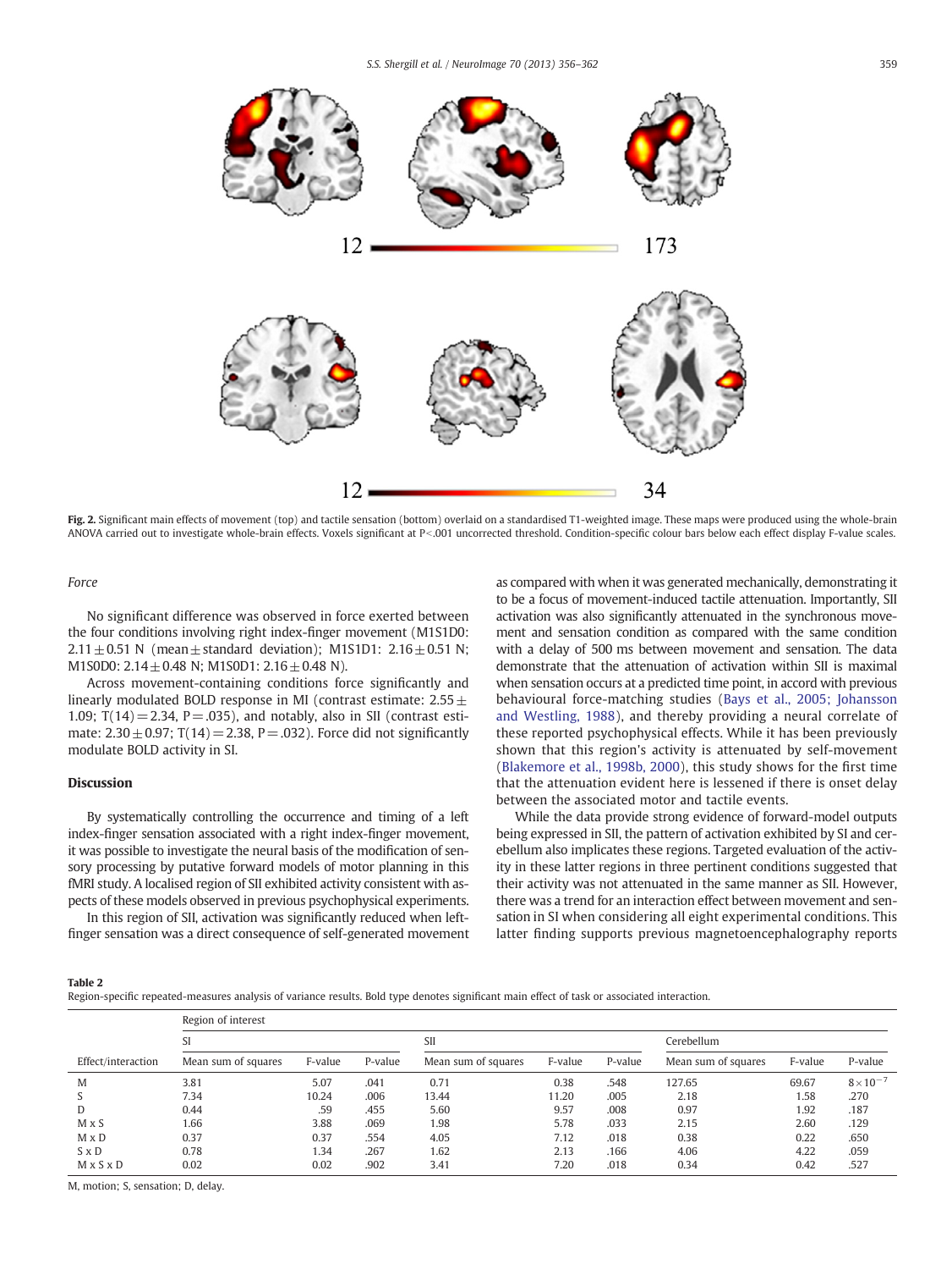12 173

12 34

**Fig. 2.** Significant main effects of movement (top) and tactile sensation (bottom) overlaid on a standardised T1-weighted image. These maps were produced using the whole-brain ANOVA carried out to investigate whole-brain effects. Voxels significant at P<.001 uncorrected threshold. Condition-specific colour bars below each effect display F-value scales.

*Force*

No significant difference was observed in force exerted between the four conditions involving right index-finger movement (M1S1D0: 2.11±0.51 N (mean±standard deviation); M1S1D1: 2.16±0.51 N; M1S0D0: 2.14±0.48 N; M1S0D1: 2.16±0.48 N).

Across movement-containing conditions force significantly and linearly modulated BOLD response in MI (contrast estimate: 2.55±1.09; $T(14)=2.34$, $P=.035$), and notably, also in SII (contrast estimate: 2.30±0.97; $T(14)=2.38$, $P=.032$). Force did not significantly modulate BOLD activity in SI.

## Discussion

By systematically controlling the occurrence and timing of a left index-finger sensation associated with a right index-finger movement, it was possible to investigate the neural basis of the modification of sensory processing by putative forward models of motor planning in this fMRI study. A localised region of SII exhibited activity consistent with aspects of these models observed in previous psychophysical experiments.

In this region of SII, activation was significantly reduced when left-finger sensation was a direct consequence of self-generated movement as compared with when it was generated mechanically, demonstrating it to be a focus of movement-induced tactile attenuation. Importantly, SII activation was also significantly attenuated in the synchronous movement and sensation condition as compared with the same condition with a delay of 500 ms between movement and sensation. The data demonstrate that the attenuation of activation within SII is maximal when sensation occurs at a predicted time point, in accord with previous behavioural force-matching studies (Bays et al., 2005; Johansson and Westling, 1988), and thereby providing a neural correlate of these reported psychophysical effects. While it has been previously shown that this region's activity is attenuated by self-movement (Blakemore et al., 1998b, 2000), this study shows for the first time that the attenuation evident here is lessened if there is onset delay between the associated motor and tactile events.

While the data provide strong evidence of forward-model outputs being expressed in SII, the pattern of activation exhibited by SI and cerebellum also implicates these regions. Targeted evaluation of the activity in these latter regions in three pertinent conditions suggested that their activity was not attenuated in the same manner as SII. However, there was a trend for an interaction effect between movement and sensation in SI when considering all eight experimental conditions. This latter finding supports previous magnetoencephalography reports

**Table 2**
Region-specific repeated-measures analysis of variance results. Bold type denotes significant main effect of task or associated interaction.

| | Region of interest | | | | | | | | |
|---|---|---|---|---|---|---|---|---|---|
| | SI | | | SII | | | Cerebellum | | |
| Effect/interaction | Mean sum of squares | F-value | P-value | Mean sum of squares | F-value | P-value | Mean sum of squares | F-value | P-value |
| M | 3.81 | 5.07 | .041 | 0.71 | 0.38 | .548 | 127.65 | 69.67 | $8\times10^{-7}$ |
| S | 7.34 | 10.24 | .006 | 13.44 | 11.20 | .005 | 2.18 | 1.58 | .270 |
| D | 0.44 | .59 | .455 | 5.60 | 9.57 | .008 | 0.97 | 1.92 | .187 |
| M x S | 1.66 | 3.88 | .069 | 1.98 | 5.78 | .033 | 2.15 | 2.60 | .129 |
| M x D | 0.37 | 0.37 | .554 | 4.05 | 7.12 | .018 | 0.38 | 0.22 | .650 |
| S x D | 0.78 | 1.34 | .267 | 1.62 | 2.13 | .166 | 4.06 | 4.22 | .059 |
| M x S x D | 0.02 | 0.02 | .902 | 3.41 | 7.20 | .018 | 0.34 | 0.42 | .527 |

M, motion; S, sensation; D, delay.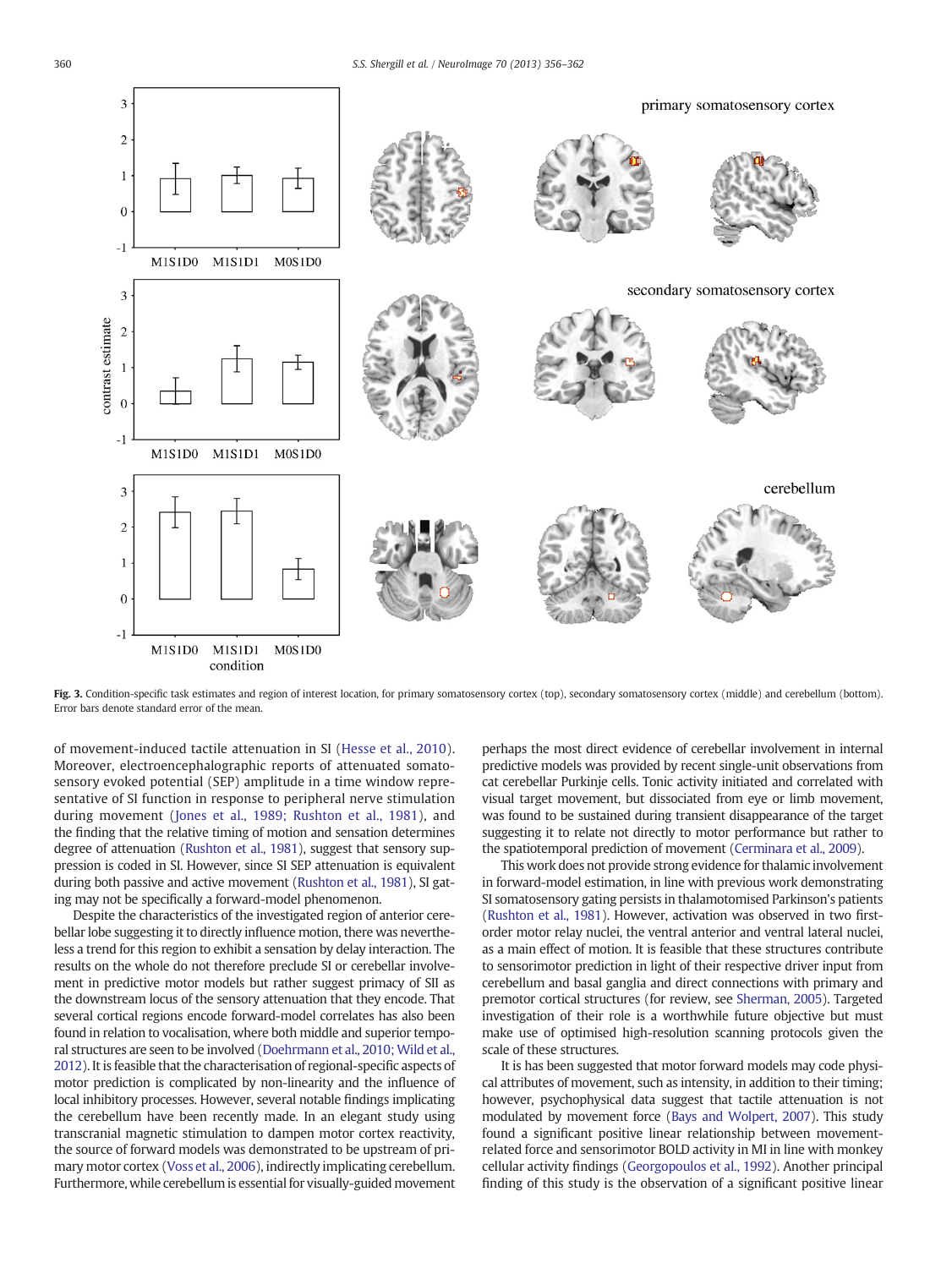primary somatosensory cortex

secondary somatosensory cortex

cerebellum

contrast estimate

3
2
1
0
-1

M1S1D0 M1S1D1 M0S1D0

condition

**Fig. 3.** Condition-specific task estimates and region of interest location, for primary somatosensory cortex (top), secondary somatosensory cortex (middle) and cerebellum (bottom). Error bars denote standard error of the mean.

of movement-induced tactile attenuation in SI (Hesse et al., 2010). Moreover, electroencephalographic reports of attenuated somatosensory evoked potential (SEP) amplitude in a time window representative of SI function in response to peripheral nerve stimulation during movement (Jones et al., 1989; Rushton et al., 1981), and the finding that the relative timing of motion and sensation determines degree of attenuation (Rushton et al., 1981), suggest that sensory suppression is coded in SI. However, since SI SEP attenuation is equivalent during both passive and active movement (Rushton et al., 1981), SI gating may not be specifically a forward-model phenomenon.

Despite the characteristics of the investigated region of anterior cerebellar lobe suggesting it to directly influence motion, there was nevertheless a trend for this region to exhibit a sensation by delay interaction. The results on the whole do not therefore preclude SI or cerebellar involvement in predictive motor models but rather suggest primacy of SII as the downstream locus of the sensory attenuation that they encode. That several cortical regions encode forward-model correlates has also been found in relation to vocalisation, where both middle and superior temporal structures are seen to be involved (Doehrmann et al., 2010; Wild et al., 2012). It is feasible that the characterisation of regional-specific aspects of motor prediction is complicated by non-linearity and the influence of local inhibitory processes. However, several notable findings implicating the cerebellum have been recently made. In an elegant study using transcranial magnetic stimulation to dampen motor cortex reactivity, the source of forward models was demonstrated to be upstream of primary motor cortex (Voss et al., 2006), indirectly implicating cerebellum. Furthermore, while cerebellum is essential for visually-guided movement perhaps the most direct evidence of cerebellar involvement in internal predictive models was provided by recent single-unit observations from cat cerebellar Purkinje cells. Tonic activity initiated and correlated with visual target movement, but dissociated from eye or limb movement, was found to be sustained during transient disappearance of the target suggesting it to relate not directly to motor performance but rather to the spatiotemporal prediction of movement (Cerminara et al., 2009).

This work does not provide strong evidence for thalamic involvement in forward-model estimation, in line with previous work demonstrating SI somatosensory gating persists in thalamotomised Parkinson's patients (Rushton et al., 1981). However, activation was observed in two first-order motor relay nuclei, the ventral anterior and ventral lateral nuclei, as a main effect of motion. It is feasible that these structures contribute to sensorimotor prediction in light of their respective driver input from cerebellum and basal ganglia and direct connections with primary and premotor cortical structures (for review, see Sherman, 2005). Targeted investigation of their role is a worthwhile future objective but must make use of optimised high-resolution scanning protocols given the scale of these structures.

It is has been suggested that motor forward models may code physical attributes of movement, such as intensity, in addition to their timing; however, psychophysical data suggest that tactile attenuation is not modulated by movement force (Bays and Wolpert, 2007). This study found a significant positive linear relationship between movement-related force and sensorimotor BOLD activity in MI in line with monkey cellular activity findings (Georgopoulos et al., 1992). Another principal finding of this study is the observation of a significant positive linear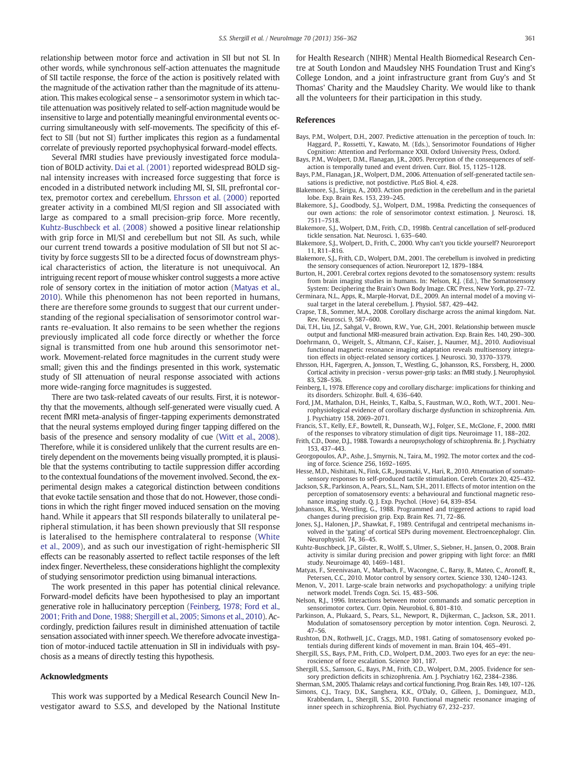relationship between motor force and activation in SII but not SI. In other words, while synchronous self-action attenuates the magnitude of SII tactile response, the force of the action is positively related with the magnitude of the activation rather than the magnitude of its attenuation. This makes ecological sense – a sensorimotor system in which tactile attenuation was positively related to self-action magnitude would be insensitive to large and potentially meaningful environmental events occurring simultaneously with self-movements. The specificity of this effect to SII (but not SI) further implicates this region as a fundamental correlate of previously reported psychophysical forward-model effects.

Several fMRI studies have previously investigated force modulation of BOLD activity. Dai et al. (2001) reported widespread BOLD signal intensity increases with increased force suggesting that force is encoded in a distributed network including MI, SI, SII, prefrontal cortex, premotor cortex and cerebellum. Ehrsson et al. (2000) reported greater activity in a combined MI/SI region and SII associated with large as compared to a small precision-grip force. More recently, Kuhtz-Buschbeck et al. (2008) showed a positive linear relationship with grip force in MI/SI and cerebellum but not SII. As such, while our current trend towards a positive modulation of SII but not SI activity by force suggests SII to be a directed focus of downstream physical characteristics of action, the literature is not unequivocal. An intriguing recent report of mouse whisker control suggests a more active role of sensory cortex in the initiation of motor action (Matyas et al., 2010). While this phenomenon has not been reported in humans, there are therefore some grounds to suggest that our current understanding of the regional specialisation of sensorimotor control warrants re-evaluation. It also remains to be seen whether the regions previously implicated all code force directly or whether the force signal is transmitted from one hub around this sensorimotor network. Movement-related force magnitudes in the current study were small; given this and the findings presented in this work, systematic study of SII attenuation of neural response associated with actions more wide-ranging force magnitudes is suggested.

There are two task-related caveats of our results. First, it is noteworthy that the movements, although self-generated were visually cued. A recent fMRI meta-analysis of finger-tapping experiments demonstrated that the neural systems employed during finger tapping differed on the basis of the presence and sensory modality of cue (Witt et al., 2008). Therefore, while it is considered unlikely that the current results are entirely dependent on the movements being visually prompted, it is plausible that the systems contributing to tactile suppression differ according to the contextual foundations of the movement involved. Second, the experimental design makes a categorical distinction between conditions that evoke tactile sensation and those that do not. However, those conditions in which the right finger moved induced sensation on the moving hand. While it appears that SII responds bilaterally to unilateral peripheral stimulation, it has been shown previously that SII response is lateralised to the hemisphere contralateral to response (White et al., 2009), and as such our investigation of right-hemispheric SII effects can be reasonably asserted to reflect tactile responses of the left index finger. Nevertheless, these considerations highlight the complexity of studying sensorimotor prediction using bimanual interactions.

The work presented in this paper has potential clinical relevance. Forward-model deficits have been hypothesised to play an important generative role in hallucinatory perception (Feinberg, 1978; Ford et al., 2001; Frith and Done, 1988; Shergill et al., 2005; Simons et al., 2010). Accordingly, prediction failures result in diminished attenuation of tactile sensation associated with inner speech. We therefore advocate investigation of motor-induced tactile attenuation in SII in individuals with psychosis as a means of directly testing this hypothesis.

## Acknowledgments

This work was supported by a Medical Research Council New Investigator award to S.S.S, and developed by the National Institute for Health Research (NIHR) Mental Health Biomedical Research Centre at South London and Maudsley NHS Foundation Trust and King's College London, and a joint infrastructure grant from Guy's and St Thomas' Charity and the Maudsley Charity. We would like to thank all the volunteers for their participation in this study.

## References

- Bays, P.M., Wolpert, D.H., 2007. Predictive attenuation in the perception of touch. In: Haggard, P., Rossetti, Y., Kawato, M. (Eds.), Sensorimotor Foundations of Higher Cognition: Attention and Performance XXII. Oxford University Press, Oxford.
- Bays, P.M., Wolpert, D.M., Flanagan, J.R., 2005. Perception of the consequences of self-action is temporally tuned and event driven. Curr. Biol. 15, 1125–1128.
- Bays, P.M., Flanagan, J.R., Wolpert, D.M., 2006. Attenuation of self-generated tactile sensations is predictive, not postdictive. PLoS Biol. 4, e28.
- Blakemore, S.J., Sirigu, A., 2003. Action prediction in the cerebellum and in the parietal lobe. Exp. Brain Res. 153, 239–245.
- Blakemore, S.J., Goodbody, S.J., Wolpert, D.M., 1998a. Predicting the consequences of our own actions: the role of sensorimotor context estimation. J. Neurosci. 18, 7511–7518.
- Blakemore, S.J., Wolpert, D.M., Frith, C.D., 1998b. Central cancellation of self-produced tickle sensation. Nat. Neurosci. 1, 635–640.
- Blakemore, S.J., Wolpert, D., Frith, C., 2000. Why can't you tickle yourself? Neuroreport 11, R11–R16.
- Blakemore, S.J., Frith, C.D., Wolpert, D.M., 2001. The cerebellum is involved in predicting the sensory consequences of action. Neuroreport 12, 1879–1884.
- Burton, H., 2001. Cerebral cortex regions devoted to the somatosensory system: results from brain imaging studies in humans. In: Nelson, R.J. (Ed.), The Somatosensory System: Deciphering the Brain's Own Body Image. CRC Press, New York, pp. 27–72.
- Cerminara, N.L., Apps, R., Marple-Horvat, D.E., 2009. An internal model of a moving visual target in the lateral cerebellum. J. Physiol. 587, 429–442.
- Crapse, T.B., Sommer, M.A., 2008. Corollary discharge across the animal kingdom. Nat. Rev. Neurosci. 9, 587–600.
- Dai, T.H., Liu, J.Z., Sahgal, V., Brown, R.W., Yue, G.H., 2001. Relationship between muscle output and functional MRI-measured brain activation. Exp. Brain Res. 140, 290–300.
- Doehrmann, O., Weigelt, S., Altmann, C.F., Kaiser, J., Naumer, M.J., 2010. Audiovisual functional magnetic resonance imaging adaptation reveals multisensory integration effects in object-related sensory cortices. J. Neurosci. 30, 3370–3379.
- Ehrsson, H.H., Fagergren, A., Jonsson, T., Westling, G., Johansson, R.S., Forssberg, H., 2000. Cortical activity in precision - versus power-grip tasks: an fMRI study. J. Neurophysiol. 83, 528–536.
- Feinberg, I., 1978. Efference copy and corollary discharge: implications for thinking and its disorders. Schizophr. Bull. 4, 636–640.
- Ford, J.M., Mathalon, D.H., Heinks, T., Kalba, S., Faustman, W.O., Roth, W.T., 2001. Neurophysiological evidence of corollary discharge dysfunction in schizophrenia. Am. J. Psychiatry 158, 2069–2071.
- Francis, S.T., Kelly, E.F., Bowtell, R., Dunseath, W.J., Folger, S.E., McGlone, F., 2000. fMRI of the responses to vibratory stimulation of digit tips. Neuroimage 11, 188–202.
- Frith, C.D., Done, D.J., 1988. Towards a neuropsychology of schizophrenia. Br. J. Psychiatry 153, 437–443.
- Georgopoulos, A.P., Ashe, J., Smyrnis, N., Taira, M., 1992. The motor cortex and the coding of force. Science 256, 1692–1695.
- Hesse, M.D., Nishitani, N., Fink, G.R., Jousmaki, V., Hari, R., 2010. Attenuation of somatosensory responses to self-produced tactile stimulation. Cereb. Cortex 20, 425–432.
- Jackson, S.R., Parkinson, A., Pears, S.L., Nam, S.H., 2011. Effects of motor intention on the perception of somatosensory events: a behavioural and functional magnetic resonance imaging study. Q. J. Exp. Psychol. (Hove) 64, 839–854.
- Johansson, R.S., Westling, G., 1988. Programmed and triggered actions to rapid load changes during precision grip. Exp. Brain Res. 71, 72–86.
- Jones, S.J., Halonen, J.P., Shawkat, F., 1989. Centrifugal and centripetal mechanisms involved in the 'gating' of cortical SEPs during movement. Electroencephalogr. Clin. Neurophysiol. 74, 36–45.
- Kuhtz-Buschbeck, J.P., Gilster, R., Wolff, S., Ulmer, S., Siebner, H., Jansen, O., 2008. Brain activity is similar during precision and power gripping with light force: an fMRI study. Neuroimage 40, 1469–1481.
- Matyas, F., Sreenivasan, V., Marbach, F., Wacongne, C., Barsy, B., Mateo, C., Aronoff, R., Petersen, C.C., 2010. Motor control by sensory cortex. Science 330, 1240–1243.
- Menon, V., 2011. Large-scale brain networks and psychopathology: a unifying triple network model. Trends Cogn. Sci. 15, 483–506.
- Nelson, R.J., 1996. Interactions between motor commands and somatic perception in sensorimotor cortex. Curr. Opin. Neurobiol. 6, 801–810.
- Parkinson, A., Plukaard, S., Pears, S.L., Newport, R., Dijkerman, C., Jackson, S.R., 2011. Modulation of somatosensory perception by motor intention. Cogn. Neurosci. 2, 47–56.
- Rushton, D.N., Rothwell, J.C., Craggs, M.D., 1981. Gating of somatosensory evoked potentials during different kinds of movement in man. Brain 104, 465–491.
- Shergill, S.S., Bays, P.M., Frith, C.D., Wolpert, D.M., 2003. Two eyes for an eye: the neuroscience of force escalation. Science 301, 187.
- Shergill, S.S., Samson, G., Bays, P.M., Frith, C.D., Wolpert, D.M., 2005. Evidence for sensory prediction deficits in schizophrenia. Am. J. Psychiatry 162, 2384–2386.
- Sherman, S.M., 2005. Thalamic relays and cortical functioning. Prog. Brain Res. 149, 107–126.
- Simons, C.J., Tracy, D.K., Sanghera, K.K., O'Daly, O., Gilleen, J., Dominguez, M.D., Krabbendam, L., Shergill, S.S., 2010. Functional magnetic resonance imaging of inner speech in schizophrenia. Biol. Psychiatry 67, 232–237.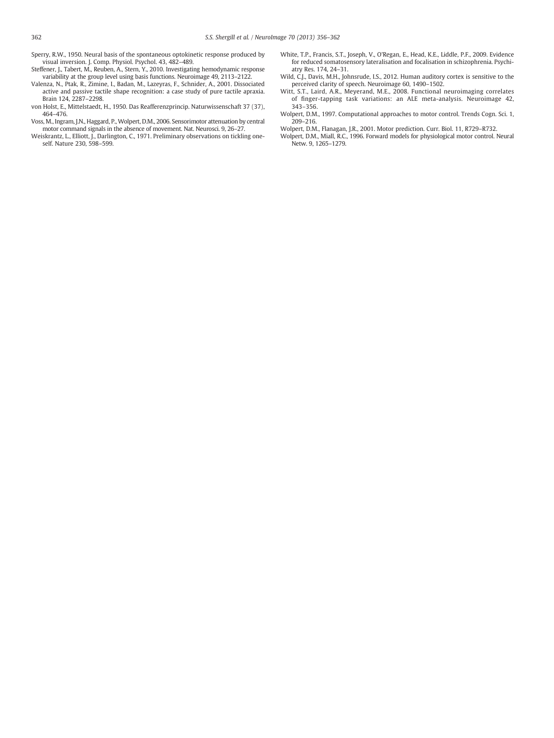Sperry, R.W., 1950. Neural basis of the spontaneous optokinetic response produced by visual inversion. J. Comp. Physiol. Psychol. 43, 482–489.

Steffener, J., Tabert, M., Reuben, A., Stern, Y., 2010. Investigating hemodynamic response variability at the group level using basis functions. Neuroimage 49, 2113–2122.

Valenza, N., Ptak, R., Zimine, I., Badan, M., Lazeyras, F., Schnider, A., 2001. Dissociated active and passive tactile shape recognition: a case study of pure tactile apraxia. Brain 124, 2287–2298.

von Holst, E., Mittelstaedt, H., 1950. Das Reafferenzprincip. Naturwissenschaft 37 (37), 464–476.

Voss, M., Ingram, J.N., Haggard, P., Wolpert, D.M., 2006. Sensorimotor attenuation by central motor command signals in the absence of movement. Nat. Neurosci. 9, 26–27.

Weiskrantz, L., Elliott, J., Darlington, C., 1971. Preliminary observations on tickling oneself. Nature 230, 598–599.

White, T.P., Francis, S.T., Joseph, V., O'Regan, E., Head, K.E., Liddle, P.F., 2009. Evidence for reduced somatosensory lateralisation and focalisation in schizophrenia. Psychiatry Res. 174, 24–31.

Wild, C.J., Davis, M.H., Johnsrude, I.S., 2012. Human auditory cortex is sensitive to the perceived clarity of speech. Neuroimage 60, 1490–1502.

Witt, S.T., Laird, A.R., Meyerand, M.E., 2008. Functional neuroimaging correlates of finger-tapping task variations: an ALE meta-analysis. Neuroimage 42, 343–356.

Wolpert, D.M., 1997. Computational approaches to motor control. Trends Cogn. Sci. 1, 209–216.

Wolpert, D.M., Flanagan, J.R., 2001. Motor prediction. Curr. Biol. 11, R729–R732.

Wolpert, D.M., Miall, R.C., 1996. Forward models for physiological motor control. Neural Netw. 9, 1265–1279.